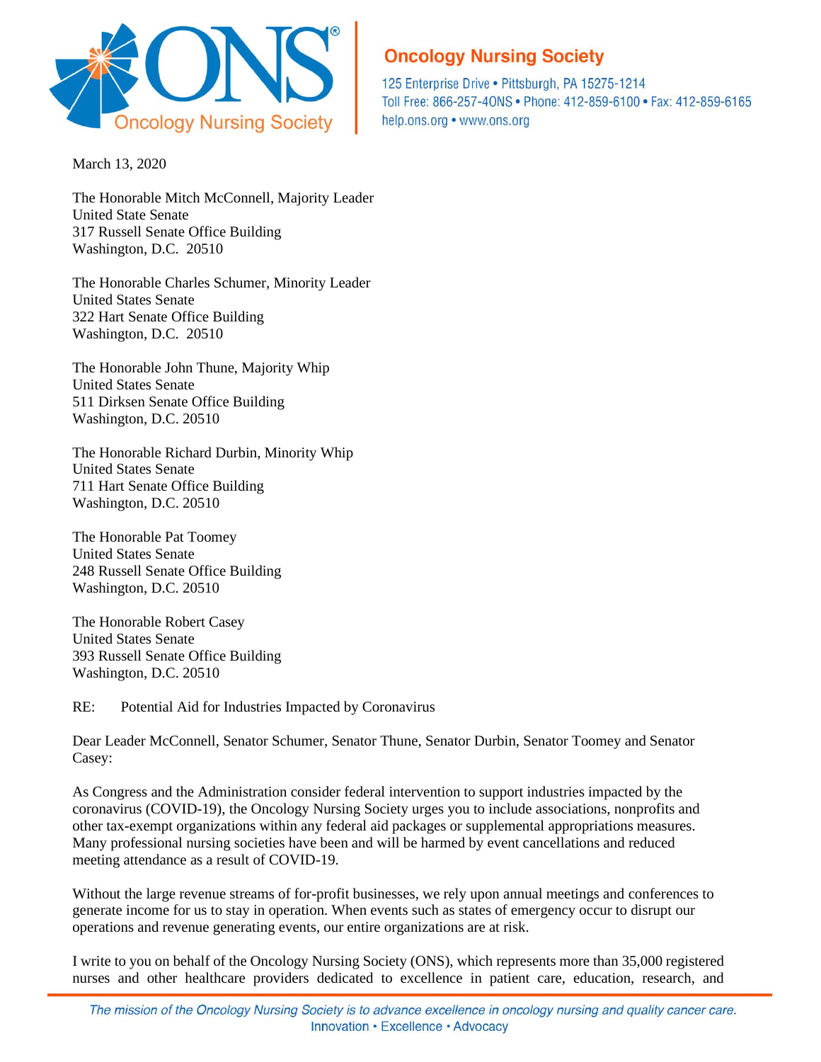**Oncology Nursing Society**

125 Enterprise Drive • Pittsburgh, PA 15275-1214
Toll Free: 866-257-4ONS • Phone: 412-859-6100 • Fax: 412-859-6165
help.ons.org • www.ons.org

March 13, 2020

The Honorable Mitch McConnell, Majority Leader
United State Senate
317 Russell Senate Office Building
Washington, D.C. 20510

The Honorable Charles Schumer, Minority Leader
United States Senate
322 Hart Senate Office Building
Washington, D.C. 20510

The Honorable John Thune, Majority Whip
United States Senate
511 Dirksen Senate Office Building
Washington, D.C. 20510

The Honorable Richard Durbin, Minority Whip
United States Senate
711 Hart Senate Office Building
Washington, D.C. 20510

The Honorable Pat Toomey
United States Senate
248 Russell Senate Office Building
Washington, D.C. 20510

The Honorable Robert Casey
United States Senate
393 Russell Senate Office Building
Washington, D.C. 20510

RE: Potential Aid for Industries Impacted by Coronavirus

Dear Leader McConnell, Senator Schumer, Senator Thune, Senator Durbin, Senator Toomey and Senator Casey:

As Congress and the Administration consider federal intervention to support industries impacted by the coronavirus (COVID-19), the Oncology Nursing Society urges you to include associations, nonprofits and other tax-exempt organizations within any federal aid packages or supplemental appropriations measures. Many professional nursing societies have been and will be harmed by event cancellations and reduced meeting attendance as a result of COVID-19.

Without the large revenue streams of for-profit businesses, we rely upon annual meetings and conferences to generate income for us to stay in operation. When events such as states of emergency occur to disrupt our operations and revenue generating events, our entire organizations are at risk.

I write to you on behalf of the Oncology Nursing Society (ONS), which represents more than 35,000 registered nurses and other healthcare providers dedicated to excellence in patient care, education, research, and

*The mission of the Oncology Nursing Society is to advance excellence in oncology nursing and quality cancer care.*
Innovation • Excellence • Advocacy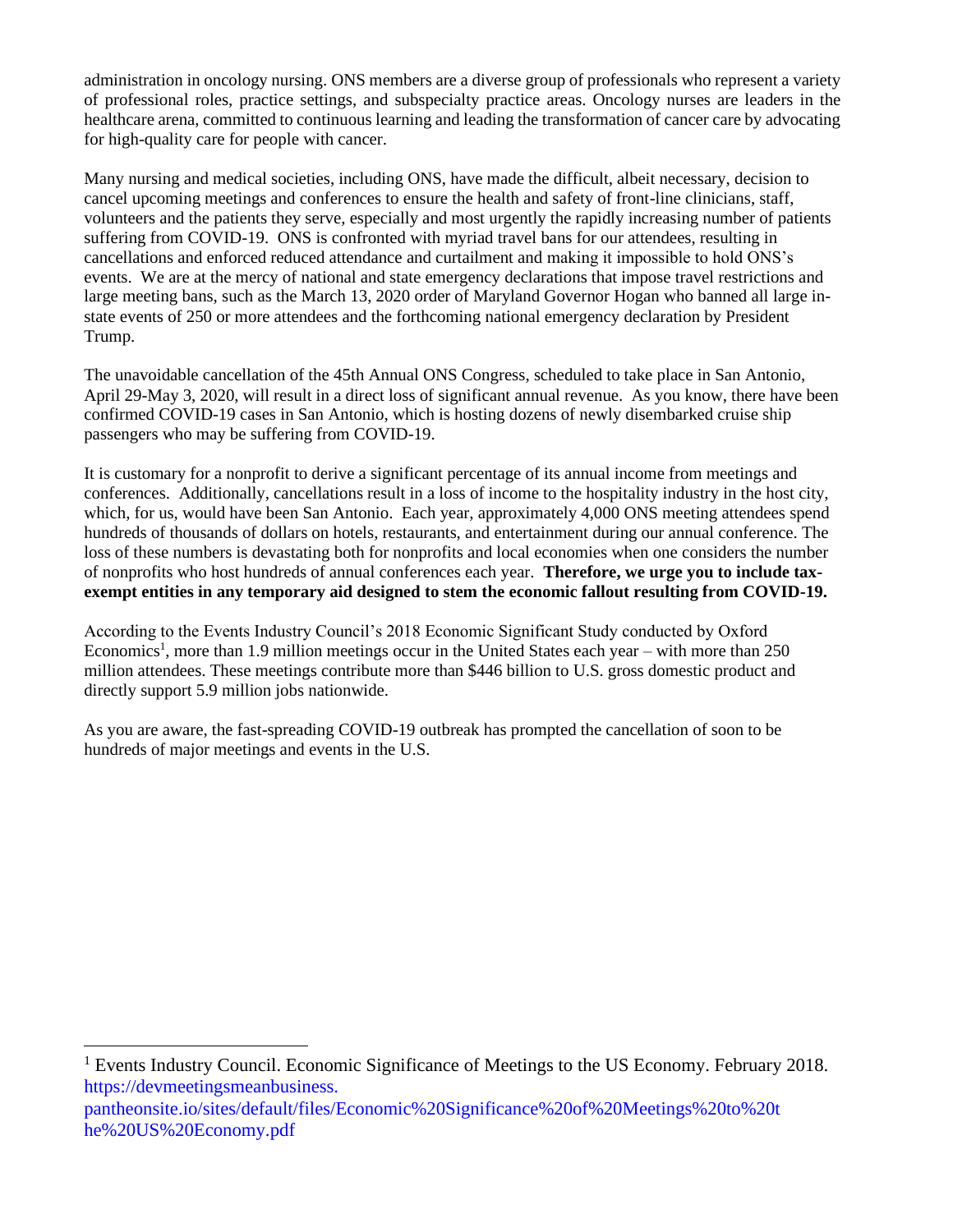administration in oncology nursing. ONS members are a diverse group of professionals who represent a variety of professional roles, practice settings, and subspecialty practice areas. Oncology nurses are leaders in the healthcare arena, committed to continuous learning and leading the transformation of cancer care by advocating for high-quality care for people with cancer.

Many nursing and medical societies, including ONS, have made the difficult, albeit necessary, decision to cancel upcoming meetings and conferences to ensure the health and safety of front-line clinicians, staff, volunteers and the patients they serve, especially and most urgently the rapidly increasing number of patients suffering from COVID-19. ONS is confronted with myriad travel bans for our attendees, resulting in cancellations and enforced reduced attendance and curtailment and making it impossible to hold ONS's events. We are at the mercy of national and state emergency declarations that impose travel restrictions and large meeting bans, such as the March 13, 2020 order of Maryland Governor Hogan who banned all large in-state events of 250 or more attendees and the forthcoming national emergency declaration by President Trump.

The unavoidable cancellation of the 45th Annual ONS Congress, scheduled to take place in San Antonio, April 29-May 3, 2020, will result in a direct loss of significant annual revenue. As you know, there have been confirmed COVID-19 cases in San Antonio, which is hosting dozens of newly disembarked cruise ship passengers who may be suffering from COVID-19.

It is customary for a nonprofit to derive a significant percentage of its annual income from meetings and conferences. Additionally, cancellations result in a loss of income to the hospitality industry in the host city, which, for us, would have been San Antonio. Each year, approximately 4,000 ONS meeting attendees spend hundreds of thousands of dollars on hotels, restaurants, and entertainment during our annual conference. The loss of these numbers is devastating both for nonprofits and local economies when one considers the number of nonprofits who host hundreds of annual conferences each year. **Therefore, we urge you to include tax-exempt entities in any temporary aid designed to stem the economic fallout resulting from COVID-19.**

According to the Events Industry Council's 2018 Economic Significant Study conducted by Oxford Economics[1], more than 1.9 million meetings occur in the United States each year – with more than 250 million attendees. These meetings contribute more than $446 billion to U.S. gross domestic product and directly support 5.9 million jobs nationwide.

As you are aware, the fast-spreading COVID-19 outbreak has prompted the cancellation of soon to be hundreds of major meetings and events in the U.S.

---

[1] Events Industry Council. Economic Significance of Meetings to the US Economy. February 2018. https://devmeetingsmeanbusiness.pantheonsite.io/sites/default/files/Economic%20Significance%20of%20Meetings%20to%20the%20US%20Economy.pdf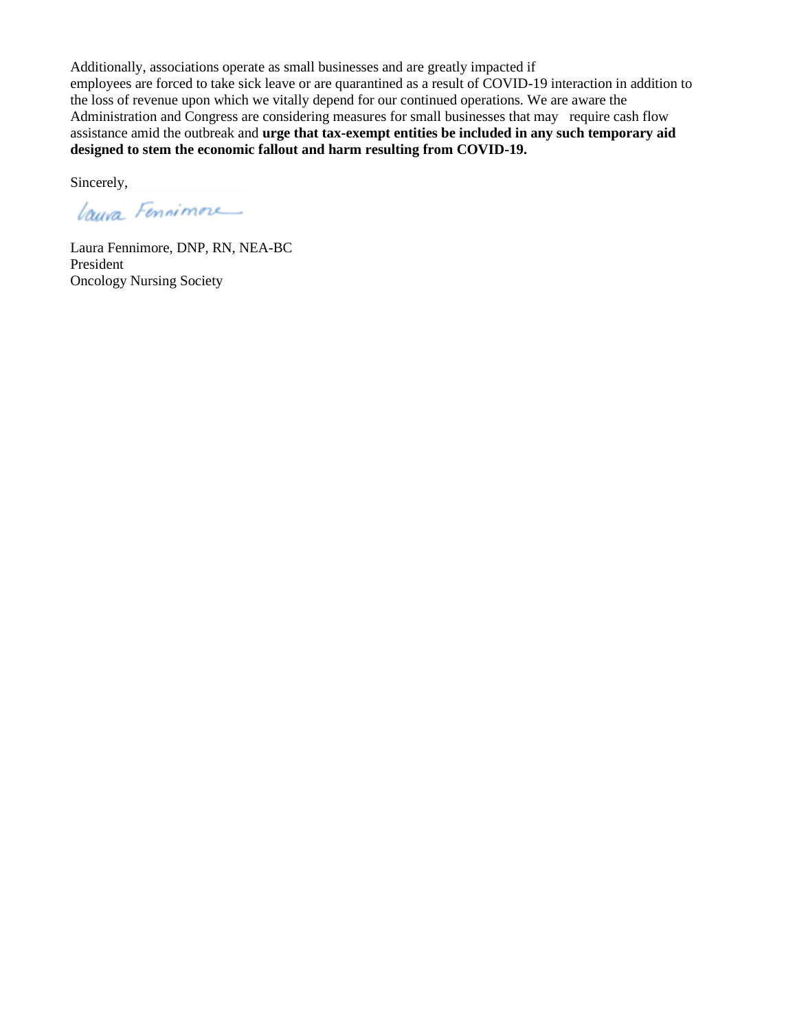Additionally, associations operate as small businesses and are greatly impacted if employees are forced to take sick leave or are quarantined as a result of COVID-19 interaction in addition to the loss of revenue upon which we vitally depend for our continued operations. We are aware the Administration and Congress are considering measures for small businesses that may require cash flow assistance amid the outbreak and **urge that tax-exempt entities be included in any such temporary aid designed to stem the economic fallout and harm resulting from COVID-19.**

Sincerely,

Laura Fennimore

Laura Fennimore, DNP, RN, NEA-BC
President
Oncology Nursing Society